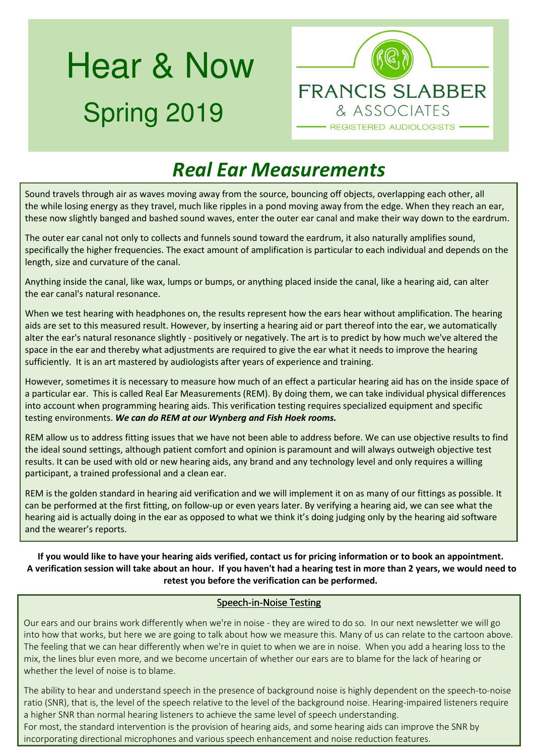# Hear & Now

## Spring 2019

FRANCIS SLABBER
& ASSOCIATES
REGISTERED AUDIOLOGISTS

## *Real Ear Measurements*

Sound travels through air as waves moving away from the source, bouncing off objects, overlapping each other, all the while losing energy as they travel, much like ripples in a pond moving away from the edge. When they reach an ear, these now slightly banged and bashed sound waves, enter the outer ear canal and make their way down to the eardrum.

The outer ear canal not only to collects and funnels sound toward the eardrum, it also naturally amplifies sound, specifically the higher frequencies. The exact amount of amplification is particular to each individual and depends on the length, size and curvature of the canal.

Anything inside the canal, like wax, lumps or bumps, or anything placed inside the canal, like a hearing aid, can alter the ear canal's natural resonance.

When we test hearing with headphones on, the results represent how the ears hear without amplification. The hearing aids are set to this measured result. However, by inserting a hearing aid or part thereof into the ear, we automatically alter the ear's natural resonance slightly - positively or negatively. The art is to predict by how much we've altered the space in the ear and thereby what adjustments are required to give the ear what it needs to improve the hearing sufficiently. It is an art mastered by audiologists after years of experience and training.

However, sometimes it is necessary to measure how much of an effect a particular hearing aid has on the inside space of a particular ear. This is called Real Ear Measurements (REM). By doing them, we can take individual physical differences into account when programming hearing aids. This verification testing requires specialized equipment and specific testing environments. ***We can do REM at our Wynberg and Fish Hoek rooms.***

REM allow us to address fitting issues that we have not been able to address before. We can use objective results to find the ideal sound settings, although patient comfort and opinion is paramount and will always outweigh objective test results. It can be used with old or new hearing aids, any brand and any technology level and only requires a willing participant, a trained professional and a clean ear.

REM is the golden standard in hearing aid verification and we will implement it on as many of our fittings as possible. It can be performed at the first fitting, on follow-up or even years later. By verifying a hearing aid, we can see what the hearing aid is actually doing in the ear as opposed to what we think it's doing judging only by the hearing aid software and the wearer's reports.

**If you would like to have your hearing aids verified, contact us for pricing information or to book an appointment. A verification session will take about an hour. If you haven't had a hearing test in more than 2 years, we would need to retest you before the verification can be performed.**

### Speech-in-Noise Testing

Our ears and our brains work differently when we're in noise - they are wired to do so. In our next newsletter we will go into how that works, but here we are going to talk about how we measure this. Many of us can relate to the cartoon above. The feeling that we can hear differently when we're in quiet to when we are in noise. When you add a hearing loss to the mix, the lines blur even more, and we become uncertain of whether our ears are to blame for the lack of hearing or whether the level of noise is to blame.

The ability to hear and understand speech in the presence of background noise is highly dependent on the speech-to-noise ratio (SNR), that is, the level of the speech relative to the level of the background noise. Hearing-impaired listeners require a higher SNR than normal hearing listeners to achieve the same level of speech understanding.
For most, the standard intervention is the provision of hearing aids, and some hearing aids can improve the SNR by incorporating directional microphones and various speech enhancement and noise reduction features.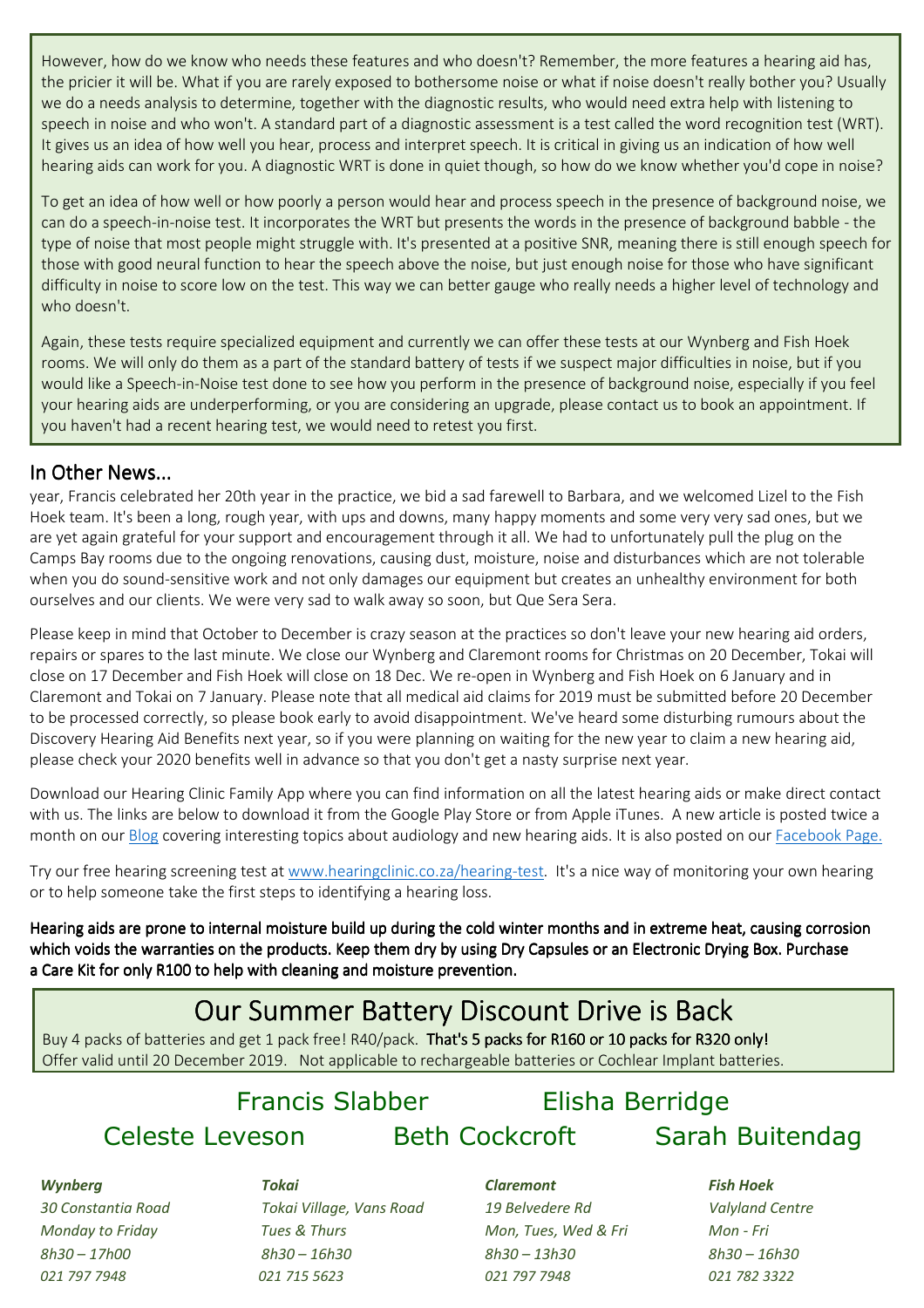However, how do we know who needs these features and who doesn't? Remember, the more features a hearing aid has, the pricier it will be. What if you are rarely exposed to bothersome noise or what if noise doesn't really bother you? Usually we do a needs analysis to determine, together with the diagnostic results, who would need extra help with listening to speech in noise and who won't. A standard part of a diagnostic assessment is a test called the word recognition test (WRT). It gives us an idea of how well you hear, process and interpret speech. It is critical in giving us an indication of how well hearing aids can work for you. A diagnostic WRT is done in quiet though, so how do we know whether you'd cope in noise?

To get an idea of how well or how poorly a person would hear and process speech in the presence of background noise, we can do a speech-in-noise test. It incorporates the WRT but presents the words in the presence of background babble - the type of noise that most people might struggle with. It's presented at a positive SNR, meaning there is still enough speech for those with good neural function to hear the speech above the noise, but just enough noise for those who have significant difficulty in noise to score low on the test. This way we can better gauge who really needs a higher level of technology and who doesn't.

Again, these tests require specialized equipment and currently we can offer these tests at our Wynberg and Fish Hoek rooms. We will only do them as a part of the standard battery of tests if we suspect major difficulties in noise, but if you would like a Speech-in-Noise test done to see how you perform in the presence of background noise, especially if you feel your hearing aids are underperforming, or you are considering an upgrade, please contact us to book an appointment. If you haven't had a recent hearing test, we would need to retest you first.

## In Other News...

year, Francis celebrated her 20th year in the practice, we bid a sad farewell to Barbara, and we welcomed Lizel to the Fish Hoek team. It's been a long, rough year, with ups and downs, many happy moments and some very very sad ones, but we are yet again grateful for your support and encouragement through it all. We had to unfortunately pull the plug on the Camps Bay rooms due to the ongoing renovations, causing dust, moisture, noise and disturbances which are not tolerable when you do sound-sensitive work and not only damages our equipment but creates an unhealthy environment for both ourselves and our clients. We were very sad to walk away so soon, but Que Sera Sera.

Please keep in mind that October to December is crazy season at the practices so don't leave your new hearing aid orders, repairs or spares to the last minute. We close our Wynberg and Claremont rooms for Christmas on 20 December, Tokai will close on 17 December and Fish Hoek will close on 18 Dec. We re-open in Wynberg and Fish Hoek on 6 January and in Claremont and Tokai on 7 January. Please note that all medical aid claims for 2019 must be submitted before 20 December to be processed correctly, so please book early to avoid disappointment. We've heard some disturbing rumours about the Discovery Hearing Aid Benefits next year, so if you were planning on waiting for the new year to claim a new hearing aid, please check your 2020 benefits well in advance so that you don't get a nasty surprise next year.

Download our Hearing Clinic Family App where you can find information on all the latest hearing aids or make direct contact with us. The links are below to download it from the Google Play Store or from Apple iTunes. A new article is posted twice a month on our Blog covering interesting topics about audiology and new hearing aids. It is also posted on our Facebook Page.

Try our free hearing screening test at www.hearingclinic.co.za/hearing-test. It's a nice way of monitoring your own hearing or to help someone take the first steps to identifying a hearing loss.

**Hearing aids are prone to internal moisture build up during the cold winter months and in extreme heat, causing corrosion which voids the warranties on the products. Keep them dry by using Dry Capsules or an Electronic Drying Box. Purchase a Care Kit for only R100 to help with cleaning and moisture prevention.**

## Our Summer Battery Discount Drive is Back

Buy 4 packs of batteries and get 1 pack free! R40/pack. **That's 5 packs for R160 or 10 packs for R320 only!**
Offer valid until 20 December 2019. Not applicable to rechargeable batteries or Cochlear Implant batteries.

Francis Slabber Elisha Berridge
Celeste Leveson Beth Cockcroft Sarah Buitendag

| | | | |
|---|---|---|---|
| ***Wynberg*** | ***Tokai*** | ***Claremont*** | ***Fish Hoek*** |
| *30 Constantia Road* | *Tokai Village, Vans Road* | *19 Belvedere Rd* | *Valyland Centre* |
| *Monday to Friday* | *Tues & Thurs* | *Mon, Tues, Wed & Fri* | *Mon - Fri* |
| *8h30 – 17h00* | *8h30 – 16h30* | *8h30 – 13h30* | *8h30 – 16h30* |
| *021 797 7948* | *021 715 5623* | *021 797 7948* | *021 782 3322* |